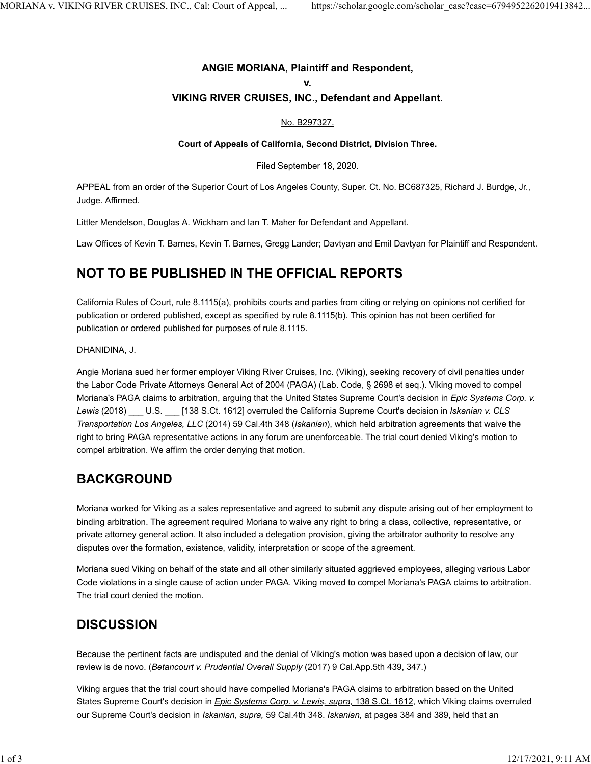**ANGIE MORIANA, Plaintiff and Respondent,**

**v.**

**VIKING RIVER CRUISES, INC., Defendant and Appellant.**

No. B297327.

**Court of Appeals of California, Second District, Division Three.**

Filed September 18, 2020.

APPEAL from an order of the Superior Court of Los Angeles County, Super. Ct. No. BC687325, Richard J. Burdge, Jr., Judge. Affirmed.

Littler Mendelson, Douglas A. Wickham and Ian T. Maher for Defendant and Appellant.

Law Offices of Kevin T. Barnes, Kevin T. Barnes, Gregg Lander; Davtyan and Emil Davtyan for Plaintiff and Respondent.

## NOT TO BE PUBLISHED IN THE OFFICIAL REPORTS

California Rules of Court, rule 8.1115(a), prohibits courts and parties from citing or relying on opinions not certified for publication or ordered published, except as specified by rule 8.1115(b). This opinion has not been certified for publication or ordered published for purposes of rule 8.1115.

DHANIDINA, J.

Angie Moriana sued her former employer Viking River Cruises, Inc. (Viking), seeking recovery of civil penalties under the Labor Code Private Attorneys General Act of 2004 (PAGA) (Lab. Code, § 2698 et seq.). Viking moved to compel Moriana's PAGA claims to arbitration, arguing that the United States Supreme Court's decision in *Epic Systems Corp. v. Lewis* (2018) ___ U.S. ___ [138 S.Ct. 1612] overruled the California Supreme Court's decision in *Iskanian v. CLS Transportation Los Angeles, LLC* (2014) 59 Cal.4th 348 (*Iskanian*), which held arbitration agreements that waive the right to bring PAGA representative actions in any forum are unenforceable. The trial court denied Viking's motion to compel arbitration. We affirm the order denying that motion.

## BACKGROUND

Moriana worked for Viking as a sales representative and agreed to submit any dispute arising out of her employment to binding arbitration. The agreement required Moriana to waive any right to bring a class, collective, representative, or private attorney general action. It also included a delegation provision, giving the arbitrator authority to resolve any disputes over the formation, existence, validity, interpretation or scope of the agreement.

Moriana sued Viking on behalf of the state and all other similarly situated aggrieved employees, alleging various Labor Code violations in a single cause of action under PAGA. Viking moved to compel Moriana's PAGA claims to arbitration. The trial court denied the motion.

## DISCUSSION

Because the pertinent facts are undisputed and the denial of Viking's motion was based upon a decision of law, our review is de novo. (*Betancourt v. Prudential Overall Supply* (2017) 9 Cal.App.5th 439, 347.)

Viking argues that the trial court should have compelled Moriana's PAGA claims to arbitration based on the United States Supreme Court's decision in *Epic Systems Corp. v. Lewis, supra,* 138 S.Ct. 1612, which Viking claims overruled our Supreme Court's decision in *Iskanian, supra,* 59 Cal.4th 348. *Iskanian,* at pages 384 and 389, held that an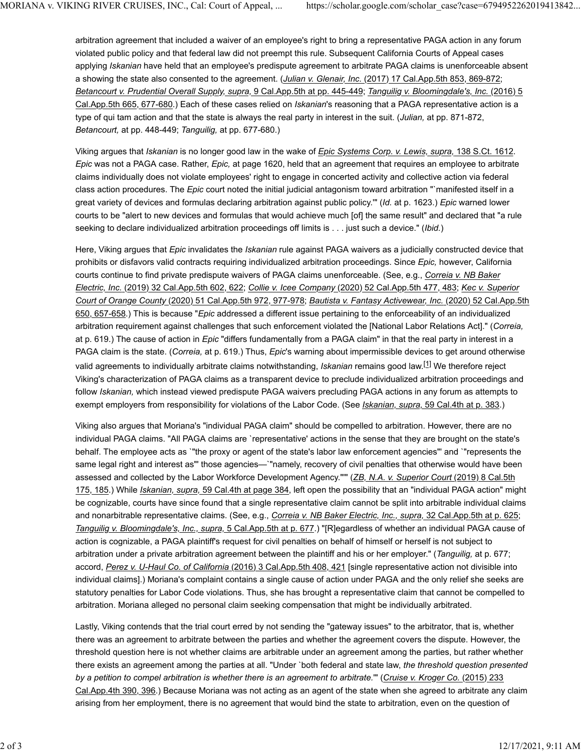arbitration agreement that included a waiver of an employee's right to bring a representative PAGA action in any forum violated public policy and that federal law did not preempt this rule. Subsequent California Courts of Appeal cases applying *Iskanian* have held that an employee's predispute agreement to arbitrate PAGA claims is unenforceable absent a showing the state also consented to the agreement. (*Julian v. Glenair, Inc.* (2017) 17 Cal.App.5th 853, 869-872; *Betancourt v. Prudential Overall Supply, supra,* 9 Cal.App.5th at pp. 445-449; *Tanguilig v. Bloomingdale's, Inc.* (2016) 5 Cal.App.5th 665, 677-680.) Each of these cases relied on *Iskanian*'s reasoning that a PAGA representative action is a type of qui tam action and that the state is always the real party in interest in the suit. (*Julian,* at pp. 871-872, *Betancourt,* at pp. 448-449; *Tanguilig,* at pp. 677-680.)

Viking argues that *Iskanian* is no longer good law in the wake of *Epic Systems Corp. v. Lewis, supra,* 138 S.Ct. 1612. *Epic* was not a PAGA case. Rather, *Epic,* at page 1620, held that an agreement that requires an employee to arbitrate claims individually does not violate employees' right to engage in concerted activity and collective action via federal class action procedures. The *Epic* court noted the initial judicial antagonism toward arbitration "`manifested itself in a great variety of devices and formulas declaring arbitration against public policy.'" (*Id.* at p. 1623.) *Epic* warned lower courts to be "alert to new devices and formulas that would achieve much [of] the same result" and declared that "a rule seeking to declare individualized arbitration proceedings off limits is . . . just such a device." (*Ibid.*)

Here, Viking argues that *Epic* invalidates the *Iskanian* rule against PAGA waivers as a judicially constructed device that prohibits or disfavors valid contracts requiring individualized arbitration proceedings. Since *Epic,* however, California courts continue to find private predispute waivers of PAGA claims unenforceable. (See, e.g., *Correia v. NB Baker Electric, Inc.* (2019) 32 Cal.App.5th 602, 622; *Collie v. Icee Company* (2020) 52 Cal.App.5th 477, 483; *Kec v. Superior Court of Orange County* (2020) 51 Cal.App.5th 972, 977-978; *Bautista v. Fantasy Activewear, Inc.* (2020) 52 Cal.App.5th 650, 657-658.) This is because "*Epic* addressed a different issue pertaining to the enforceability of an individualized arbitration requirement against challenges that such enforcement violated the [National Labor Relations Act]." (*Correia,* at p. 619.) The cause of action in *Epic* "differs fundamentally from a PAGA claim" in that the real party in interest in a PAGA claim is the state. (*Correia,* at p. 619.) Thus, *Epic*'s warning about impermissible devices to get around otherwise valid agreements to individually arbitrate claims notwithstanding, *Iskanian* remains good law.[1] We therefore reject Viking's characterization of PAGA claims as a transparent device to preclude individualized arbitration proceedings and follow *Iskanian,* which instead viewed predispute PAGA waivers precluding PAGA actions in any forum as attempts to exempt employers from responsibility for violations of the Labor Code. (See *Iskanian, supra,* 59 Cal.4th at p. 383.)

Viking also argues that Moriana's "individual PAGA claim" should be compelled to arbitration. However, there are no individual PAGA claims. "All PAGA claims are `representative' actions in the sense that they are brought on the state's behalf. The employee acts as `"the proxy or agent of the state's labor law enforcement agencies"' and `"represents the same legal right and interest as"' those agencies—`"namely, recovery of civil penalties that otherwise would have been assessed and collected by the Labor Workforce Development Agency."'" (*ZB, N.A. v. Superior Court* (2019) 8 Cal.5th 175, 185.) While *Iskanian, supra,* 59 Cal.4th at page 384, left open the possibility that an "individual PAGA action" might be cognizable, courts have since found that a single representative claim cannot be split into arbitrable individual claims and nonarbitrable representative claims. (See, e.g., *Correia v. NB Baker Electric, Inc., supra,* 32 Cal.App.5th at p. 625; *Tanguilig v. Bloomingdale's, Inc., supra,* 5 Cal.App.5th at p. 677.) "[R]egardless of whether an individual PAGA cause of action is cognizable, a PAGA plaintiff's request for civil penalties on behalf of himself or herself is not subject to arbitration under a private arbitration agreement between the plaintiff and his or her employer." (*Tanguilig,* at p. 677; accord, *Perez v. U-Haul Co. of California* (2016) 3 Cal.App.5th 408, 421 [single representative action not divisible into individual claims].) Moriana's complaint contains a single cause of action under PAGA and the only relief she seeks are statutory penalties for Labor Code violations. Thus, she has brought a representative claim that cannot be compelled to arbitration. Moriana alleged no personal claim seeking compensation that might be individually arbitrated.

Lastly, Viking contends that the trial court erred by not sending the "gateway issues" to the arbitrator, that is, whether there was an agreement to arbitrate between the parties and whether the agreement covers the dispute. However, the threshold question here is not whether claims are arbitrable under an agreement among the parties, but rather whether there exists an agreement among the parties at all. "Under `both federal and state law, *the threshold question presented by a petition to compel arbitration is whether there is an agreement to arbitrate.*'" (*Cruise v. Kroger Co.* (2015) 233 Cal.App.4th 390, 396.) Because Moriana was not acting as an agent of the state when she agreed to arbitrate any claim arising from her employment, there is no agreement that would bind the state to arbitration, even on the question of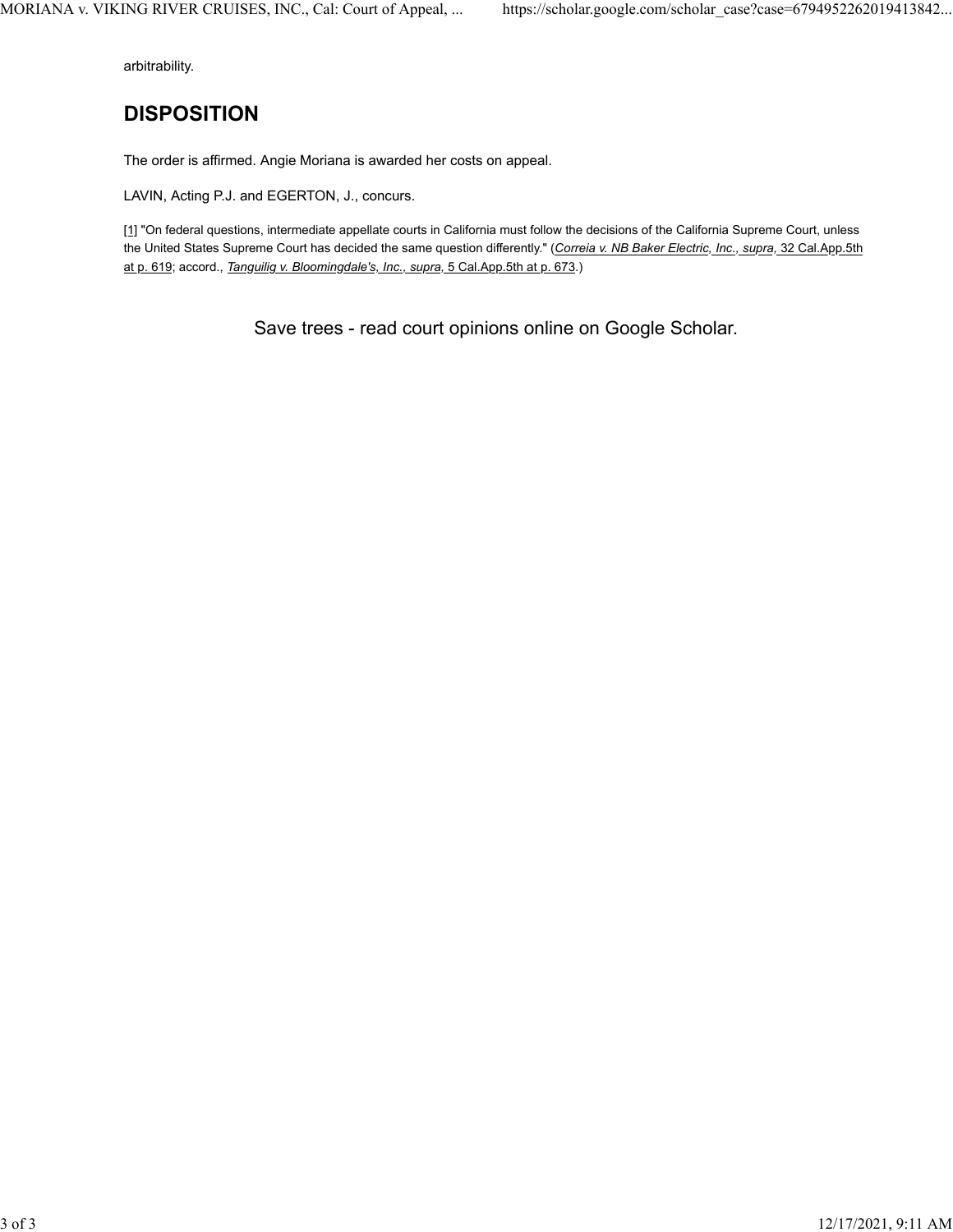arbitrability.

## DISPOSITION

The order is affirmed. Angie Moriana is awarded her costs on appeal.

LAVIN, Acting P.J. and EGERTON, J., concurs.

[1] "On federal questions, intermediate appellate courts in California must follow the decisions of the California Supreme Court, unless the United States Supreme Court has decided the same question differently." (*Correia v. NB Baker Electric, Inc., supra,* 32 Cal.App.5th at p. 619; accord., *Tanguilig v. Bloomingdale's, Inc., supra,* 5 Cal.App.5th at p. 673.)

Save trees - read court opinions online on Google Scholar.